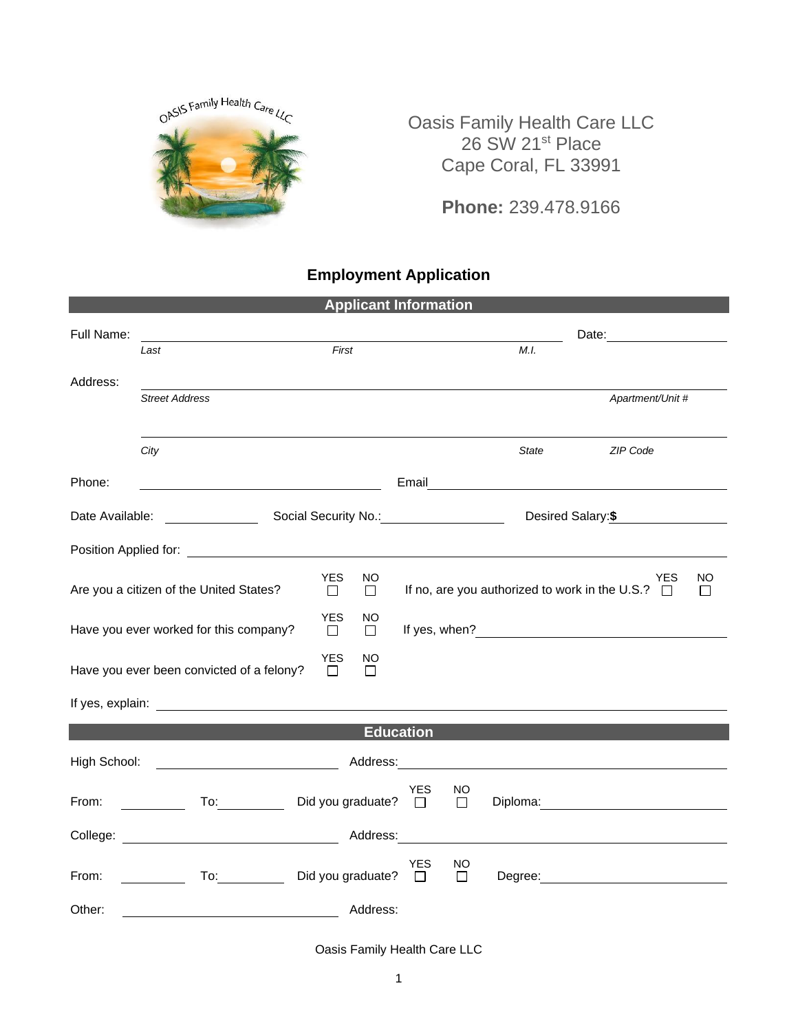Oasis Family Health Care LLC
26 SW 21st Place
Cape Coral, FL 33991

**Phone:** 239.478.9166

# Employment Application

## Applicant Information

Full Name: ______________________________________________ Date: ______________
*Last* *First* *M.I.*

Address: ______________________________________________
*Street Address* *Apartment/Unit #*

______________________________________________
*City* *State* *ZIP Code*

Phone: ______________________ Email ______________________

Date Available: __________ Social Security No.: ______________ Desired Salary: **$** __________

Position Applied for: ______________________________________________

Are you a citizen of the United States? YES ☐ NO ☐ If no, are you authorized to work in the U.S.? YES ☐ NO ☐

Have you ever worked for this company? YES ☐ NO ☐ If yes, when? ______________________

Have you ever been convicted of a felony? YES ☐ NO ☐

If yes, explain: ______________________________________________

## Education

High School: ______________________ Address: ______________________

From: __________ To: __________ Did you graduate? YES ☐ NO ☐ Diploma: ______________

College: ______________________ Address: ______________________

From: __________ To: __________ Did you graduate? YES ☐ NO ☐ Degree: ______________

Other: ______________________ Address:

Oasis Family Health Care LLC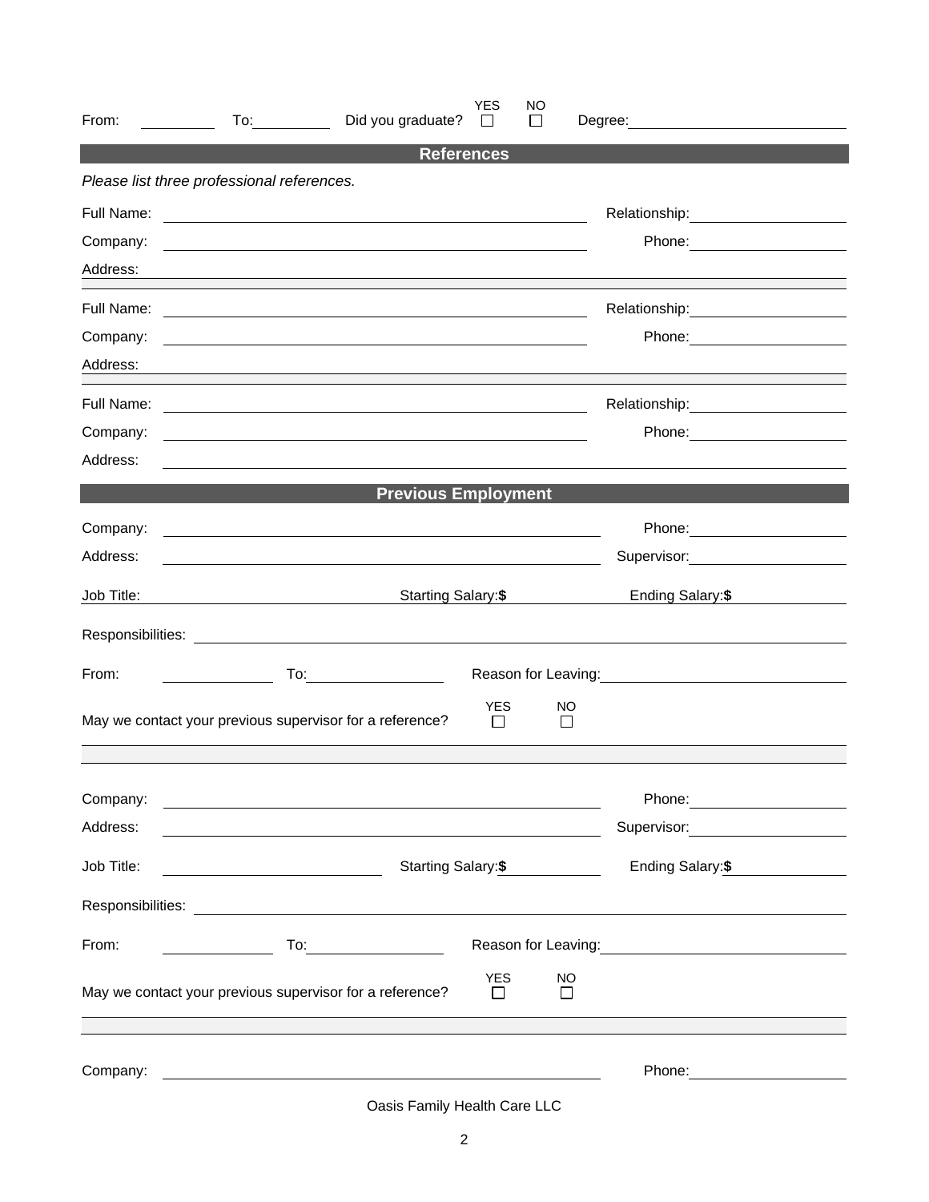From: __________ To: __________ Did you graduate? YES ☐ NO ☐ Degree: __________________________

## References

*Please list three professional references.*

Full Name: ______________________________________________ Relationship: __________________

Company: ______________________________________________ Phone: __________________

Address: ________________________________________________________________________________

Full Name: ______________________________________________ Relationship: __________________

Company: ______________________________________________ Phone: __________________

Address: ________________________________________________________________________________

Full Name: ______________________________________________ Relationship: __________________

Company: ______________________________________________ Phone: __________________

Address: ________________________________________________________________________________

## Previous Employment

Company: ______________________________________________ Phone: __________________

Address: ______________________________________________ Supervisor: __________________

Job Title: __________________ Starting Salary: **$** __________ Ending Salary: **$** __________

Responsibilities: ________________________________________________________________________

From: __________ To: __________ Reason for Leaving: ______________________________

May we contact your previous supervisor for a reference? YES ☐ NO ☐

Company: ______________________________________________ Phone: __________________

Address: ______________________________________________ Supervisor: __________________

Job Title: __________________ Starting Salary: **$** __________ Ending Salary: **$** __________

Responsibilities: ________________________________________________________________________

From: __________ To: __________ Reason for Leaving: ______________________________

May we contact your previous supervisor for a reference? YES ☐ NO ☐

Company: ______________________________________________ Phone: __________________

Oasis Family Health Care LLC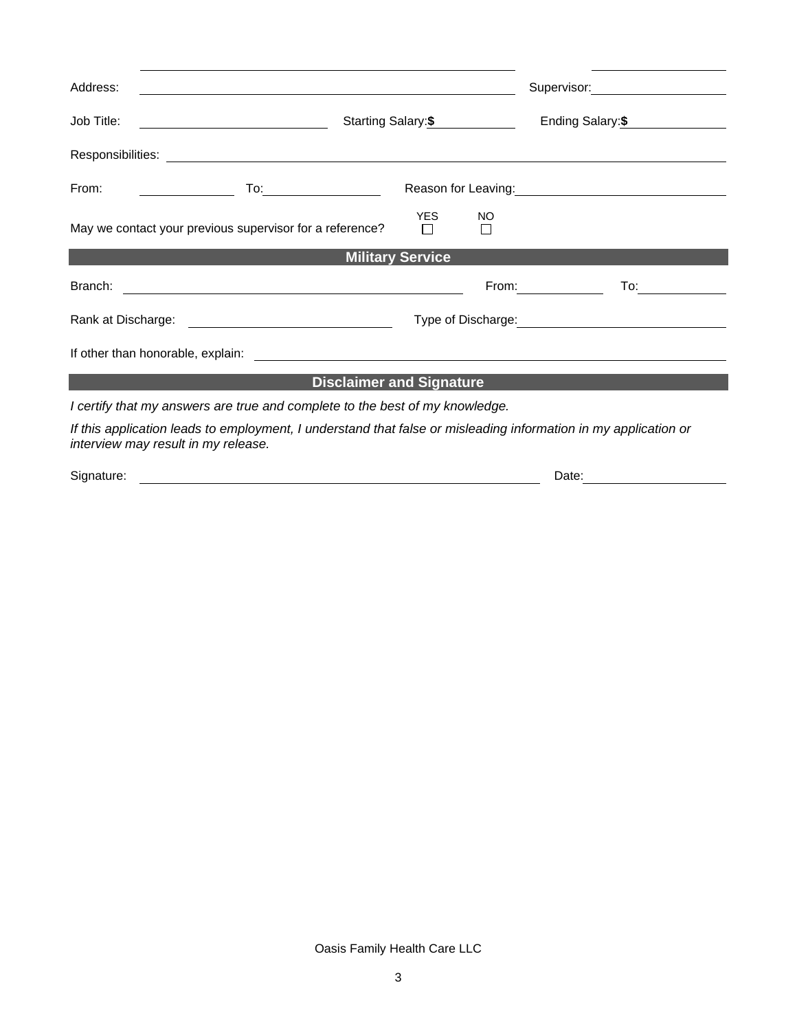Address: _______________________________ Supervisor: _______________

Job Title: _______________ Starting Salary: **$** __________ Ending Salary: **$** __________

Responsibilities: _______________________________________________

From: __________ To: __________ Reason for Leaving: _______________

May we contact your previous supervisor for a reference? YES ☐ NO ☐

## Military Service

Branch: _______________________________ From: __________ To: __________

Rank at Discharge: _______________ Type of Discharge: _______________

If other than honorable, explain: _______________________________________________

## Disclaimer and Signature

*I certify that my answers are true and complete to the best of my knowledge.*

*If this application leads to employment, I understand that false or misleading information in my application or interview may result in my release.*

Signature: _______________________________ Date: _______________

Oasis Family Health Care LLC